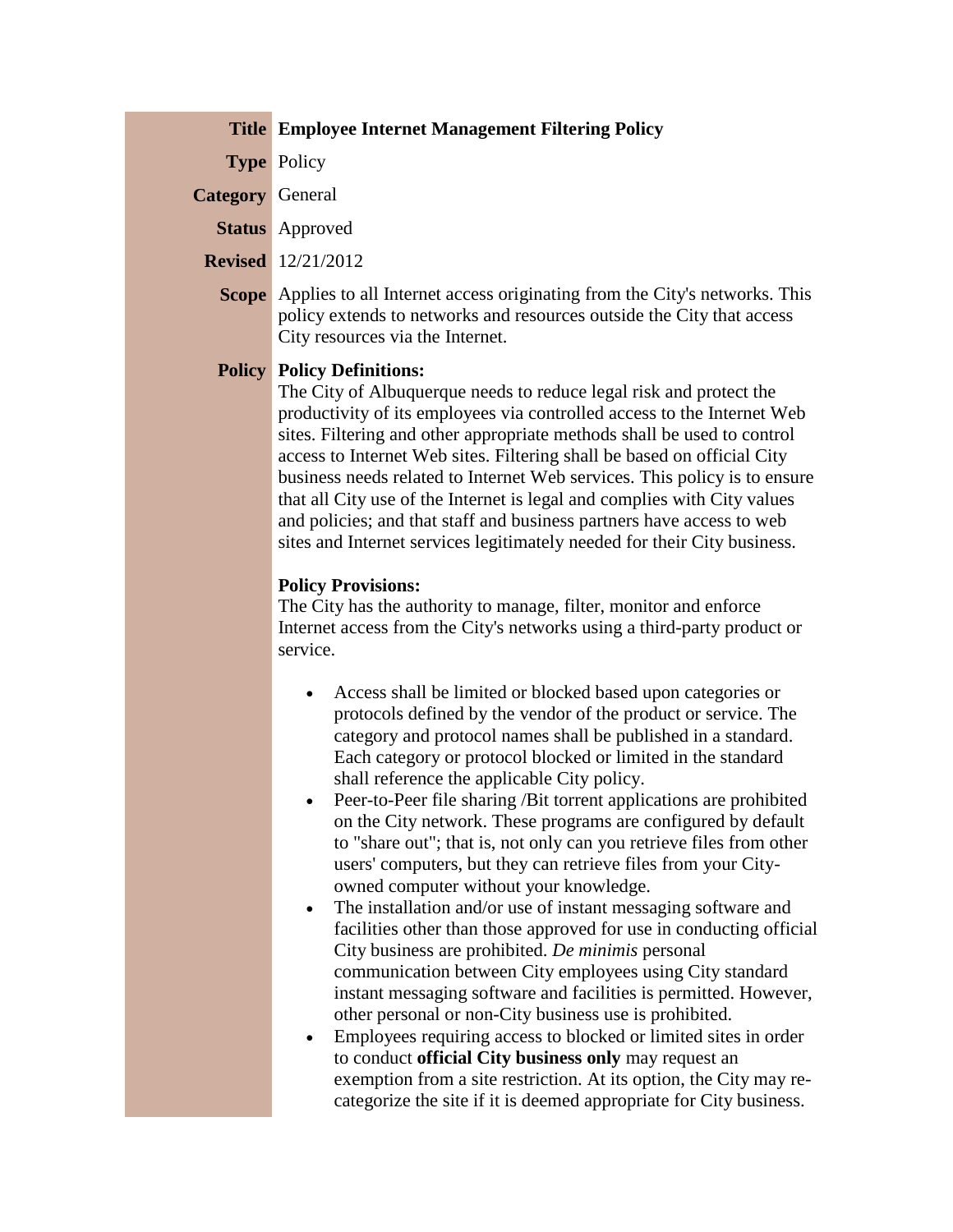| | |
|---|---|
| **Title** | **Employee Internet Management Filtering Policy** |
| **Type** | Policy |
| **Category** | General |
| **Status** | Approved |
| **Revised** | 12/21/2012 |
| **Scope** | Applies to all Internet access originating from the City's networks. This policy extends to networks and resources outside the City that access City resources via the Internet. |

**Policy**

**Policy Definitions:**
The City of Albuquerque needs to reduce legal risk and protect the productivity of its employees via controlled access to the Internet Web sites. Filtering and other appropriate methods shall be used to control access to Internet Web sites. Filtering shall be based on official City business needs related to Internet Web services. This policy is to ensure that all City use of the Internet is legal and complies with City values and policies; and that staff and business partners have access to web sites and Internet services legitimately needed for their City business.

**Policy Provisions:**
The City has the authority to manage, filter, monitor and enforce Internet access from the City's networks using a third-party product or service.

- Access shall be limited or blocked based upon categories or protocols defined by the vendor of the product or service. The category and protocol names shall be published in a standard. Each category or protocol blocked or limited in the standard shall reference the applicable City policy.
- Peer-to-Peer file sharing /Bit torrent applications are prohibited on the City network. These programs are configured by default to "share out"; that is, not only can you retrieve files from other users' computers, but they can retrieve files from your City-owned computer without your knowledge.
- The installation and/or use of instant messaging software and facilities other than those approved for use in conducting official City business are prohibited. *De minimis* personal communication between City employees using City standard instant messaging software and facilities is permitted. However, other personal or non-City business use is prohibited.
- Employees requiring access to blocked or limited sites in order to conduct **official City business only** may request an exemption from a site restriction. At its option, the City may re-categorize the site if it is deemed appropriate for City business.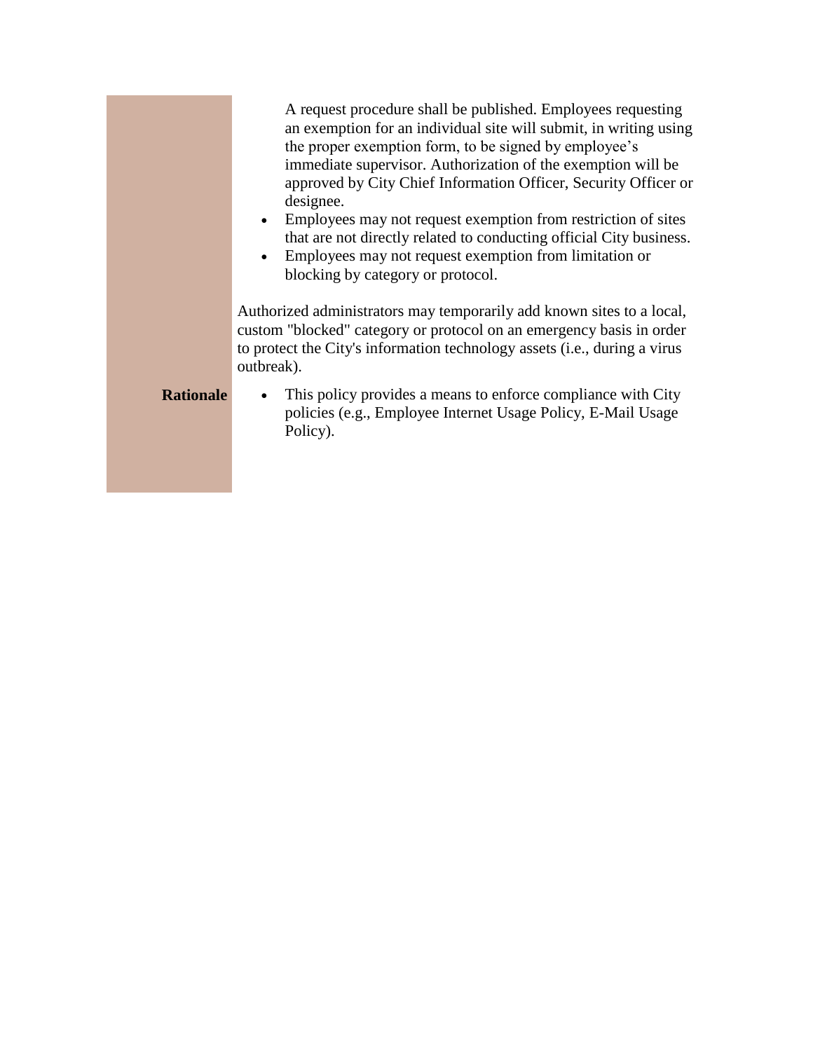A request procedure shall be published. Employees requesting an exemption for an individual site will submit, in writing using the proper exemption form, to be signed by employee's immediate supervisor. Authorization of the exemption will be approved by City Chief Information Officer, Security Officer or designee.

- Employees may not request exemption from restriction of sites that are not directly related to conducting official City business.
- Employees may not request exemption from limitation or blocking by category or protocol.

Authorized administrators may temporarily add known sites to a local, custom "blocked" category or protocol on an emergency basis in order to protect the City's information technology assets (i.e., during a virus outbreak).

**Rationale**

- This policy provides a means to enforce compliance with City policies (e.g., Employee Internet Usage Policy, E-Mail Usage Policy).